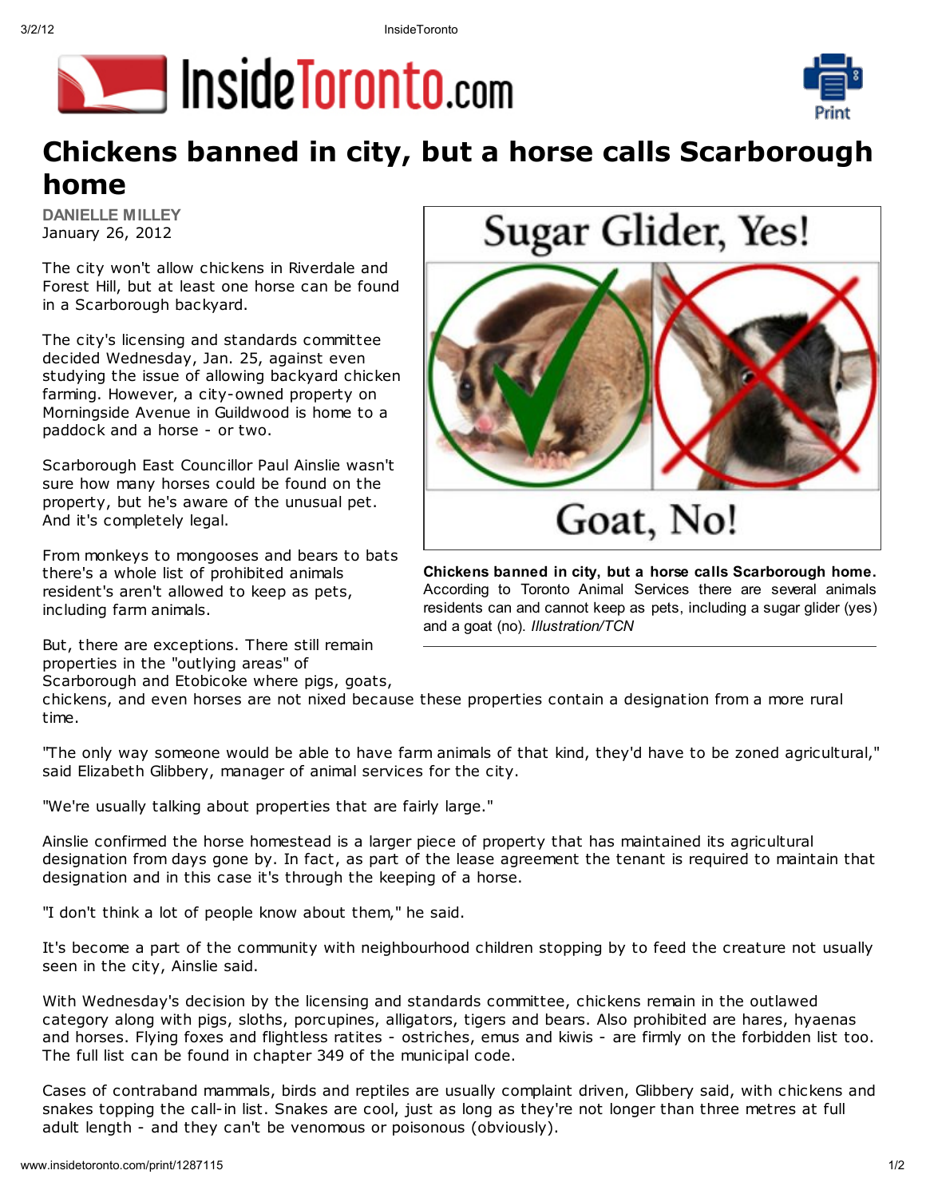# Chickens banned in city, but a horse calls Scarborough home

**DANIELLE MILLEY**
January 26, 2012

The city won't allow chickens in Riverdale and Forest Hill, but at least one horse can be found in a Scarborough backyard.

The city's licensing and standards committee decided Wednesday, Jan. 25, against even studying the issue of allowing backyard chicken farming. However, a city-owned property on Morningside Avenue in Guildwood is home to a paddock and a horse - or two.

Scarborough East Councillor Paul Ainslie wasn't sure how many horses could be found on the property, but he's aware of the unusual pet. And it's completely legal.

From monkeys to mongooses and bears to bats there's a whole list of prohibited animals resident's aren't allowed to keep as pets, including farm animals.

**Chickens banned in city, but a horse calls Scarborough home.** According to Toronto Animal Services there are several animals residents can and cannot keep as pets, including a sugar glider (yes) and a goat (no). *Illustration/TCN*

But, there are exceptions. There still remain properties in the "outlying areas" of Scarborough and Etobicoke where pigs, goats, chickens, and even horses are not nixed because these properties contain a designation from a more rural time.

"The only way someone would be able to have farm animals of that kind, they'd have to be zoned agricultural," said Elizabeth Glibbery, manager of animal services for the city.

"We're usually talking about properties that are fairly large."

Ainslie confirmed the horse homestead is a larger piece of property that has maintained its agricultural designation from days gone by. In fact, as part of the lease agreement the tenant is required to maintain that designation and in this case it's through the keeping of a horse.

"I don't think a lot of people know about them," he said.

It's become a part of the community with neighbourhood children stopping by to feed the creature not usually seen in the city, Ainslie said.

With Wednesday's decision by the licensing and standards committee, chickens remain in the outlawed category along with pigs, sloths, porcupines, alligators, tigers and bears. Also prohibited are hares, hyaenas and horses. Flying foxes and flightless ratites - ostriches, emus and kiwis - are firmly on the forbidden list too. The full list can be found in chapter 349 of the municipal code.

Cases of contraband mammals, birds and reptiles are usually complaint driven, Glibbery said, with chickens and snakes topping the call-in list. Snakes are cool, just as long as they're not longer than three metres at full adult length - and they can't be venomous or poisonous (obviously).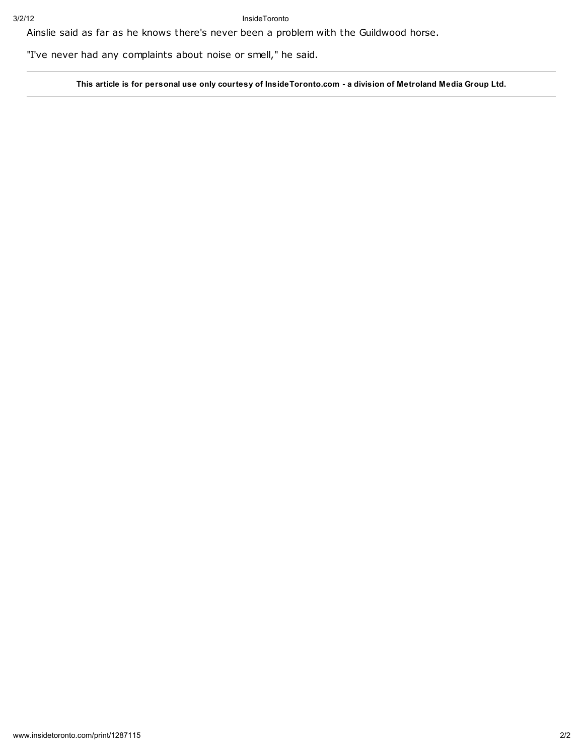Ainslie said as far as he knows there's never been a problem with the Guildwood horse.

"I've never had any complaints about noise or smell," he said.

---

**This article is for personal use only courtesy of InsideToronto.com - a division of Metroland Media Group Ltd.**

---